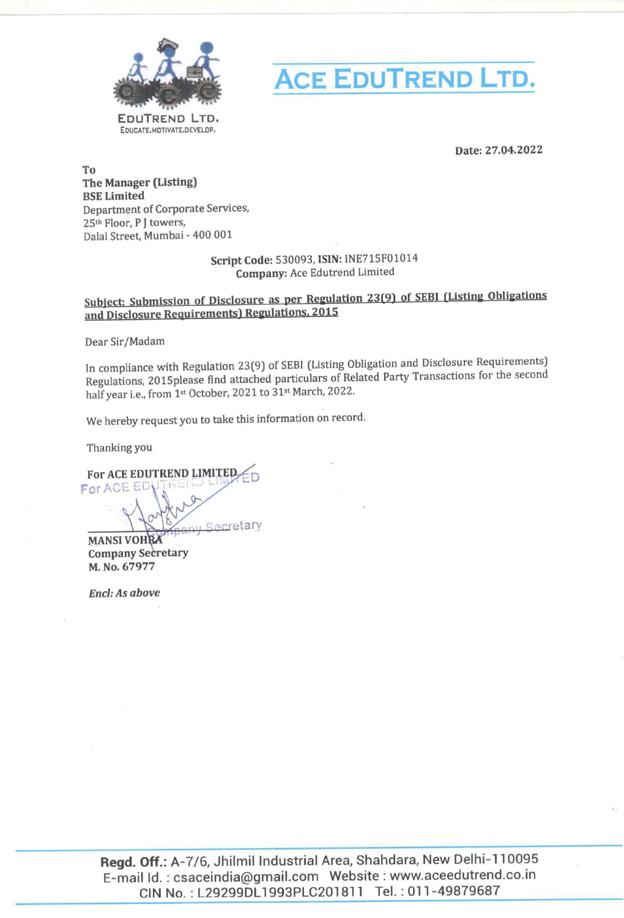# ACE EDUTREND LTD.

EDUTREND LTD.
EDUCATE.MOTIVATE.DEVELOP.

Date: 27.04.2022

To
**The Manager (Listing)**
**BSE Limited**
Department of Corporate Services,
25th Floor, P J towers,
Dalal Street, Mumbai - 400 001

**Script Code:** 530093, **ISIN:** INE715F01014
**Company:** Ace Edutrend Limited

**Subject: Submission of Disclosure as per Regulation 23(9) of SEBI (Listing Obligations and Disclosure Requirements) Regulations, 2015**

Dear Sir/Madam

In compliance with Regulation 23(9) of SEBI (Listing Obligation and Disclosure Requirements) Regulations, 2015please find attached particulars of Related Party Transactions for the second half year i.e., from 1st October, 2021 to 31st March, 2022.

We hereby request you to take this information on record.

Thanking you

**For ACE EDUTREND LIMITED**

For ACE EDUTREND LIMITED
Company Secretary

**MANSI VOHRA**
**Company Secretary**
**M. No. 67977**

***Encl: As above***

**Regd. Off.:** A-7/6, Jhilmil Industrial Area, Shahdara, New Delhi-110095
E-mail Id. : csaceindia@gmail.com Website : www.aceedutrend.co.in
CIN No. : L29299DL1993PLC201811 Tel. : 011-49879687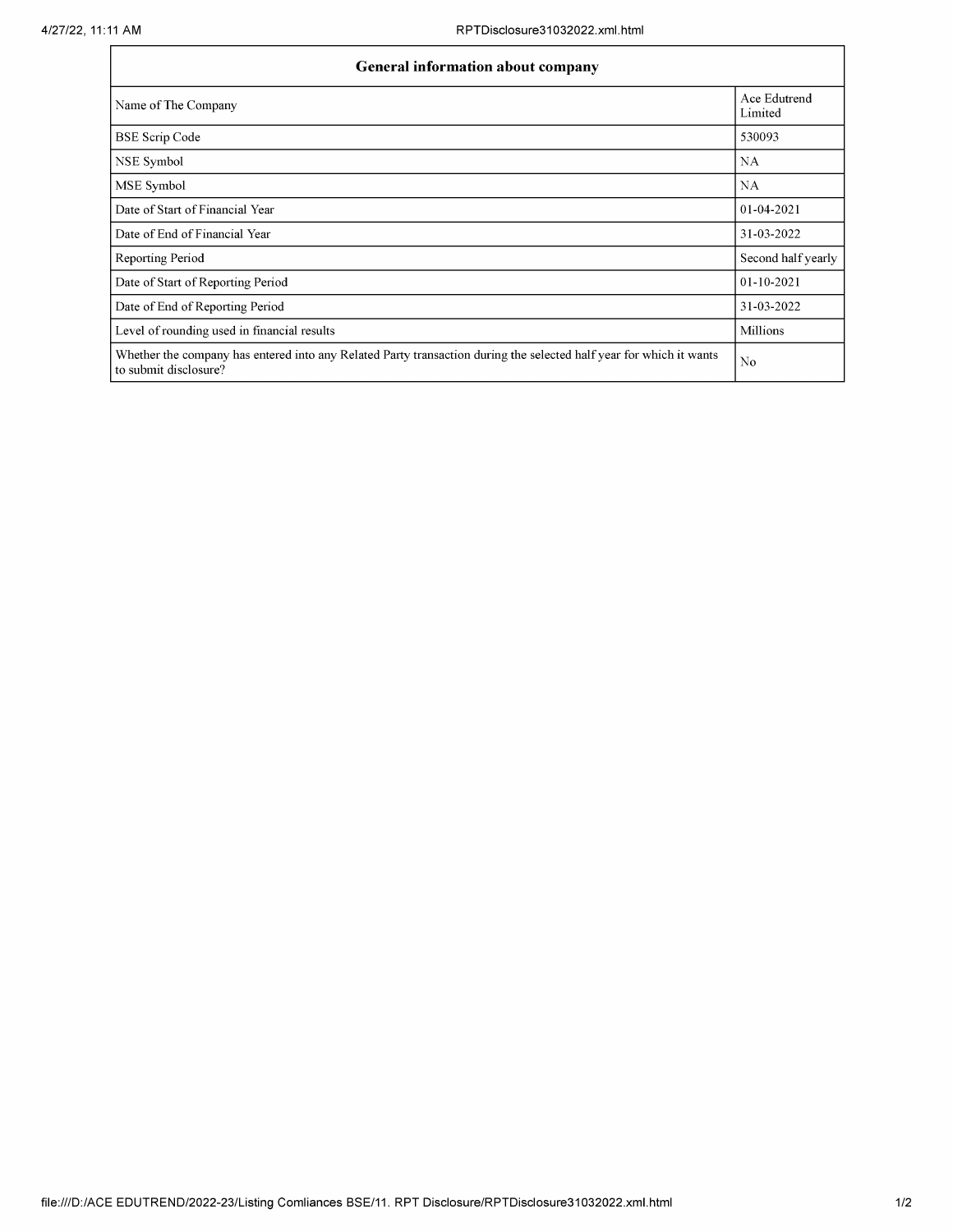| General information about company | |
|---|---|
| Name of The Company | Ace Edutrend Limited |
| BSE Scrip Code | 530093 |
| NSE Symbol | NA |
| MSE Symbol | NA |
| Date of Start of Financial Year | 01-04-2021 |
| Date of End of Financial Year | 31-03-2022 |
| Reporting Period | Second half yearly |
| Date of Start of Reporting Period | 01-10-2021 |
| Date of End of Reporting Period | 31-03-2022 |
| Level of rounding used in financial results | Millions |
| Whether the company has entered into any Related Party transaction during the selected half year for which it wants to submit disclosure? | No |